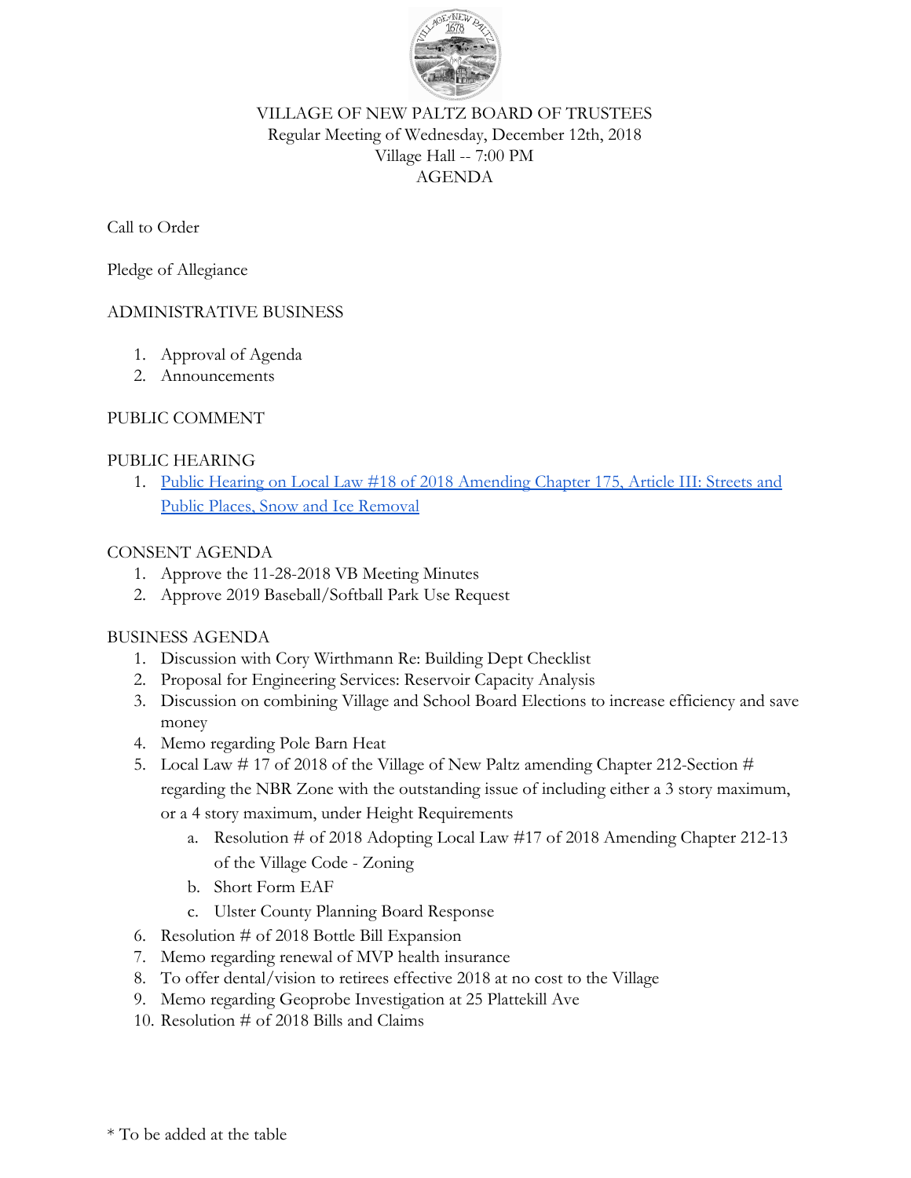# VILLAGE OF NEW PALTZ BOARD OF TRUSTEES

Regular Meeting of Wednesday, December 12th, 2018
Village Hall -- 7:00 PM
AGENDA

Call to Order

Pledge of Allegiance

## ADMINISTRATIVE BUSINESS

1. Approval of Agenda
2. Announcements

## PUBLIC COMMENT

## PUBLIC HEARING

1. Public Hearing on Local Law #18 of 2018 Amending Chapter 175, Article III: Streets and Public Places, Snow and Ice Removal

## CONSENT AGENDA

1. Approve the 11-28-2018 VB Meeting Minutes
2. Approve 2019 Baseball/Softball Park Use Request

## BUSINESS AGENDA

1. Discussion with Cory Wirthmann Re: Building Dept Checklist
2. Proposal for Engineering Services: Reservoir Capacity Analysis
3. Discussion on combining Village and School Board Elections to increase efficiency and save money
4. Memo regarding Pole Barn Heat
5. Local Law # 17 of 2018 of the Village of New Paltz amending Chapter 212-Section # regarding the NBR Zone with the outstanding issue of including either a 3 story maximum, or a 4 story maximum, under Height Requirements
    a. Resolution # of 2018 Adopting Local Law #17 of 2018 Amending Chapter 212-13 of the Village Code - Zoning
    b. Short Form EAF
    c. Ulster County Planning Board Response
6. Resolution # of 2018 Bottle Bill Expansion
7. Memo regarding renewal of MVP health insurance
8. To offer dental/vision to retirees effective 2018 at no cost to the Village
9. Memo regarding Geoprobe Investigation at 25 Plattekill Ave
10. Resolution # of 2018 Bills and Claims

* To be added at the table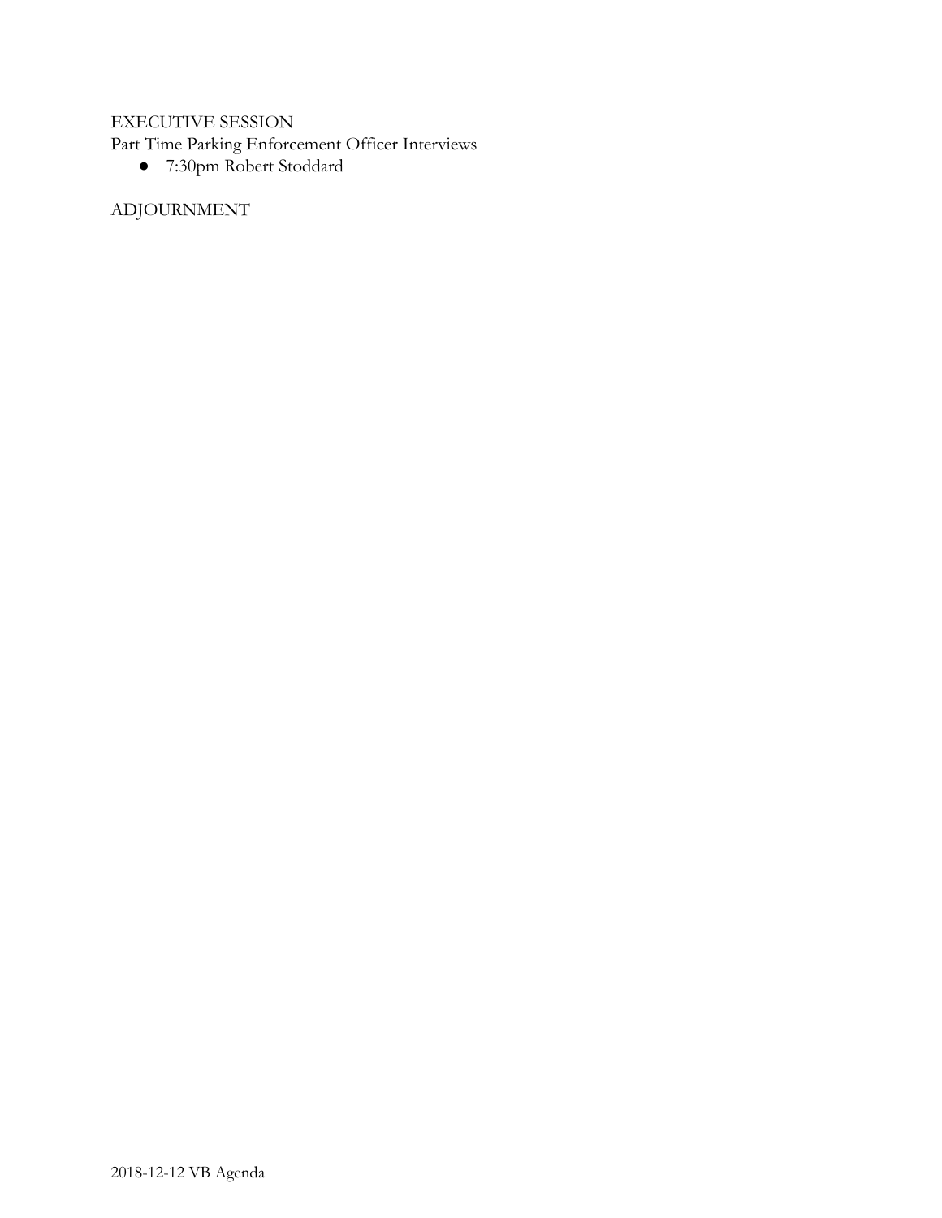EXECUTIVE SESSION

Part Time Parking Enforcement Officer Interviews

- 7:30pm Robert Stoddard

ADJOURNMENT